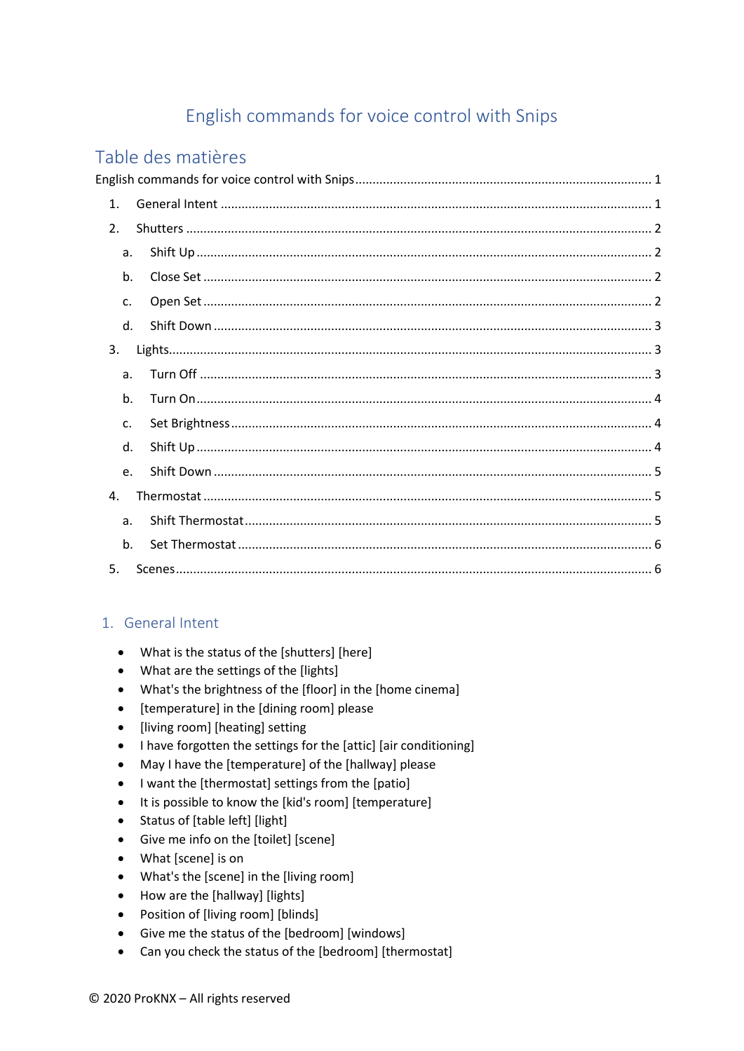# English commands for voice control with Snips

## Table des matières

English commands for voice control with Snips ........................................................................ 1

1. General Intent ........................................................................................................... 1
2. Shutters ..................................................................................................................... 2
   a. Shift Up ................................................................................................................. 2
   b. Close Set ............................................................................................................... 2
   c. Open Set ............................................................................................................... 2
   d. Shift Down ............................................................................................................ 3
3. Lights.......................................................................................................................... 3
   a. Turn Off ................................................................................................................ 3
   b. Turn On ................................................................................................................. 4
   c. Set Brightness ....................................................................................................... 4
   d. Shift Up ................................................................................................................. 4
   e. Shift Down ............................................................................................................ 5
4. Thermostat ................................................................................................................ 5
   a. Shift Thermostat ................................................................................................... 5
   b. Set Thermostat ...................................................................................................... 6
5. Scenes ........................................................................................................................ 6

## 1. General Intent

- What is the status of the [shutters] [here]
- What are the settings of the [lights]
- What's the brightness of the [floor] in the [home cinema]
- [temperature] in the [dining room] please
- [living room] [heating] setting
- I have forgotten the settings for the [attic] [air conditioning]
- May I have the [temperature] of the [hallway] please
- I want the [thermostat] settings from the [patio]
- It is possible to know the [kid's room] [temperature]
- Status of [table left] [light]
- Give me info on the [toilet] [scene]
- What [scene] is on
- What's the [scene] in the [living room]
- How are the [hallway] [lights]
- Position of [living room] [blinds]
- Give me the status of the [bedroom] [windows]
- Can you check the status of the [bedroom] [thermostat]

© 2020 ProKNX – All rights reserved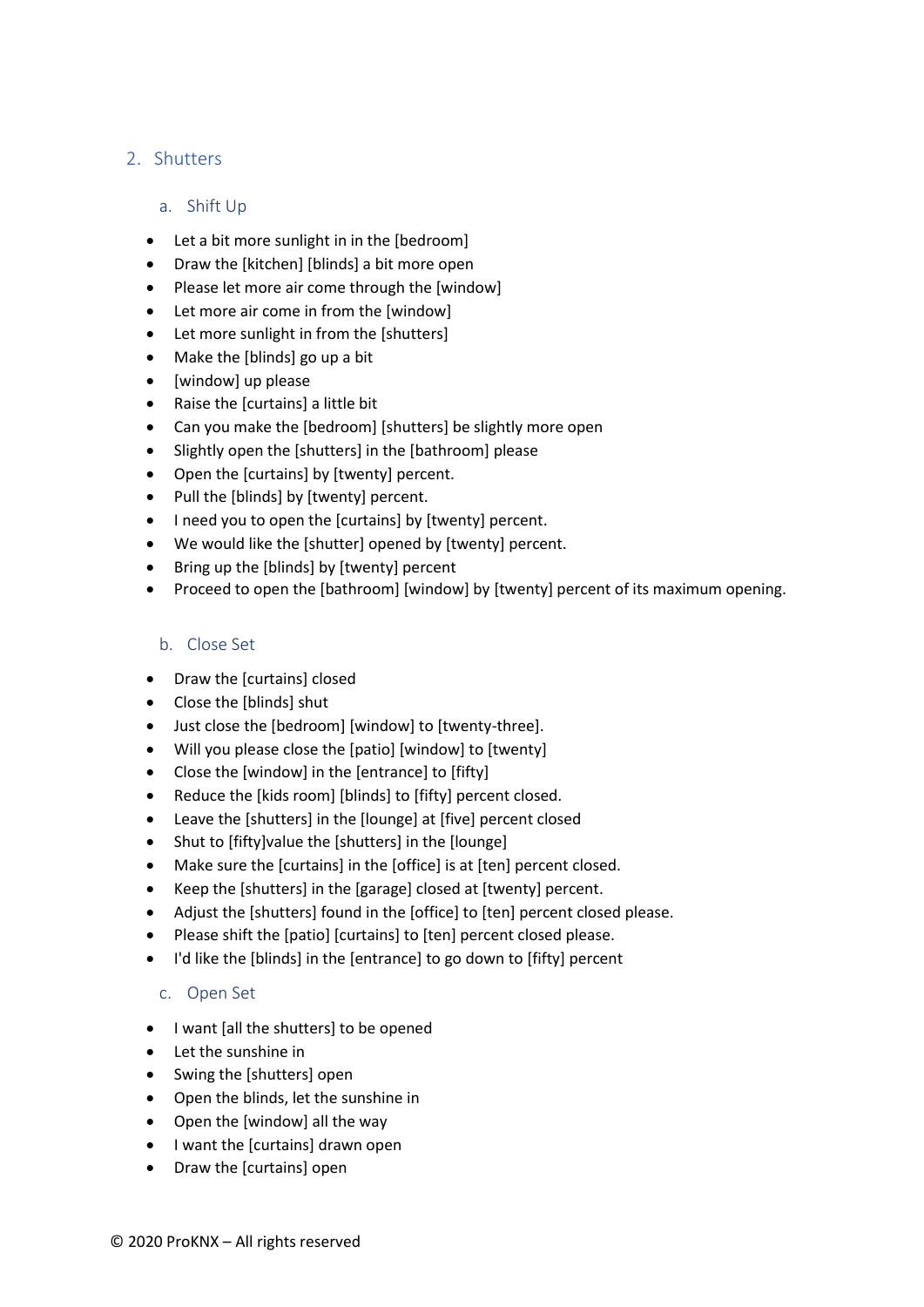## 2. Shutters

### a. Shift Up

- Let a bit more sunlight in in the [bedroom]
- Draw the [kitchen] [blinds] a bit more open
- Please let more air come through the [window]
- Let more air come in from the [window]
- Let more sunlight in from the [shutters]
- Make the [blinds] go up a bit
- [window] up please
- Raise the [curtains] a little bit
- Can you make the [bedroom] [shutters] be slightly more open
- Slightly open the [shutters] in the [bathroom] please
- Open the [curtains] by [twenty] percent.
- Pull the [blinds] by [twenty] percent.
- I need you to open the [curtains] by [twenty] percent.
- We would like the [shutter] opened by [twenty] percent.
- Bring up the [blinds] by [twenty] percent
- Proceed to open the [bathroom] [window] by [twenty] percent of its maximum opening.

### b. Close Set

- Draw the [curtains] closed
- Close the [blinds] shut
- Just close the [bedroom] [window] to [twenty-three].
- Will you please close the [patio] [window] to [twenty]
- Close the [window] in the [entrance] to [fifty]
- Reduce the [kids room] [blinds] to [fifty] percent closed.
- Leave the [shutters] in the [lounge] at [five] percent closed
- Shut to [fifty]value the [shutters] in the [lounge]
- Make sure the [curtains] in the [office] is at [ten] percent closed.
- Keep the [shutters] in the [garage] closed at [twenty] percent.
- Adjust the [shutters] found in the [office] to [ten] percent closed please.
- Please shift the [patio] [curtains] to [ten] percent closed please.
- I'd like the [blinds] in the [entrance] to go down to [fifty] percent

### c. Open Set

- I want [all the shutters] to be opened
- Let the sunshine in
- Swing the [shutters] open
- Open the blinds, let the sunshine in
- Open the [window] all the way
- I want the [curtains] drawn open
- Draw the [curtains] open

© 2020 ProKNX – All rights reserved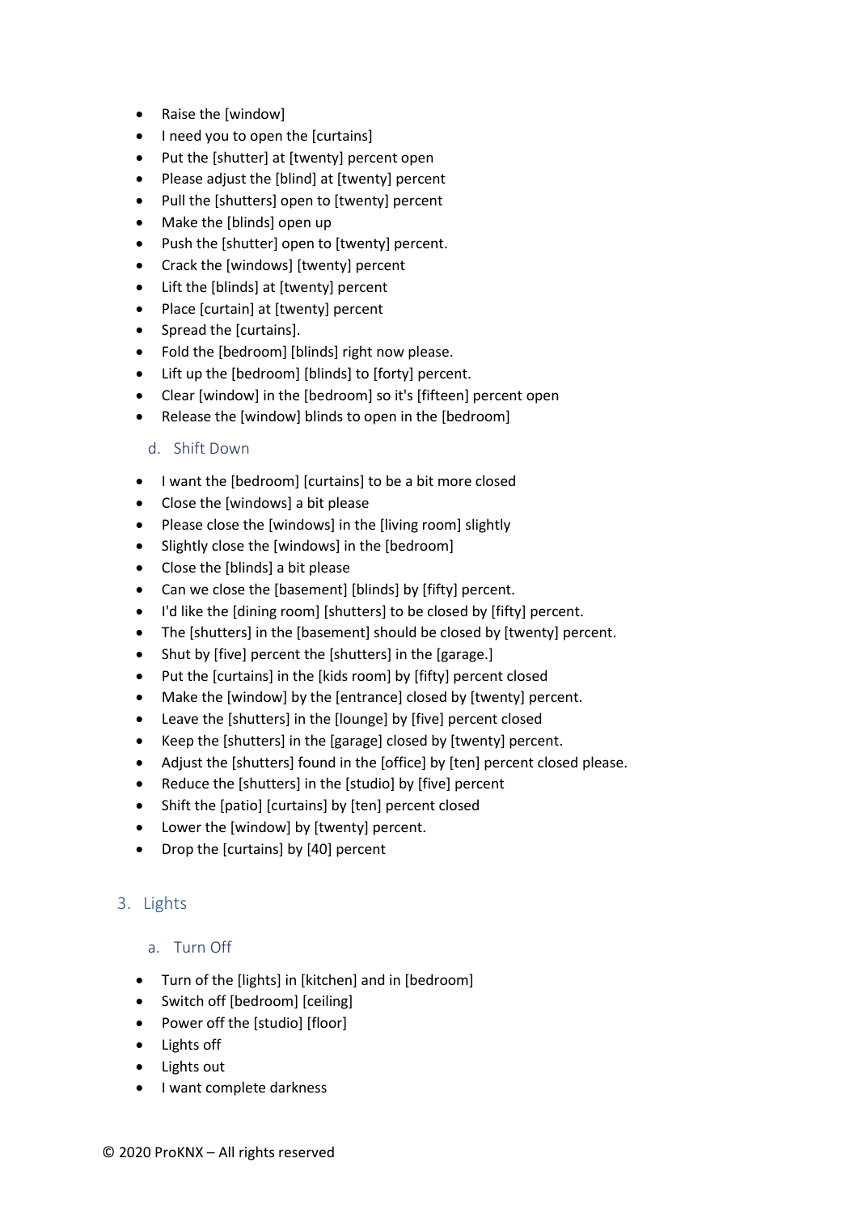- Raise the [window]
- I need you to open the [curtains]
- Put the [shutter] at [twenty] percent open
- Please adjust the [blind] at [twenty] percent
- Pull the [shutters] open to [twenty] percent
- Make the [blinds] open up
- Push the [shutter] open to [twenty] percent.
- Crack the [windows] [twenty] percent
- Lift the [blinds] at [twenty] percent
- Place [curtain] at [twenty] percent
- Spread the [curtains].
- Fold the [bedroom] [blinds] right now please.
- Lift up the [bedroom] [blinds] to [forty] percent.
- Clear [window] in the [bedroom] so it's [fifteen] percent open
- Release the [window] blinds to open in the [bedroom]

### d. Shift Down

- I want the [bedroom] [curtains] to be a bit more closed
- Close the [windows] a bit please
- Please close the [windows] in the [living room] slightly
- Slightly close the [windows] in the [bedroom]
- Close the [blinds] a bit please
- Can we close the [basement] [blinds] by [fifty] percent.
- I'd like the [dining room] [shutters] to be closed by [fifty] percent.
- The [shutters] in the [basement] should be closed by [twenty] percent.
- Shut by [five] percent the [shutters] in the [garage.]
- Put the [curtains] in the [kids room] by [fifty] percent closed
- Make the [window] by the [entrance] closed by [twenty] percent.
- Leave the [shutters] in the [lounge] by [five] percent closed
- Keep the [shutters] in the [garage] closed by [twenty] percent.
- Adjust the [shutters] found in the [office] by [ten] percent closed please.
- Reduce the [shutters] in the [studio] by [five] percent
- Shift the [patio] [curtains] by [ten] percent closed
- Lower the [window] by [twenty] percent.
- Drop the [curtains] by [40] percent

## 3. Lights

### a. Turn Off

- Turn of the [lights] in [kitchen] and in [bedroom]
- Switch off [bedroom] [ceiling]
- Power off the [studio] [floor]
- Lights off
- Lights out
- I want complete darkness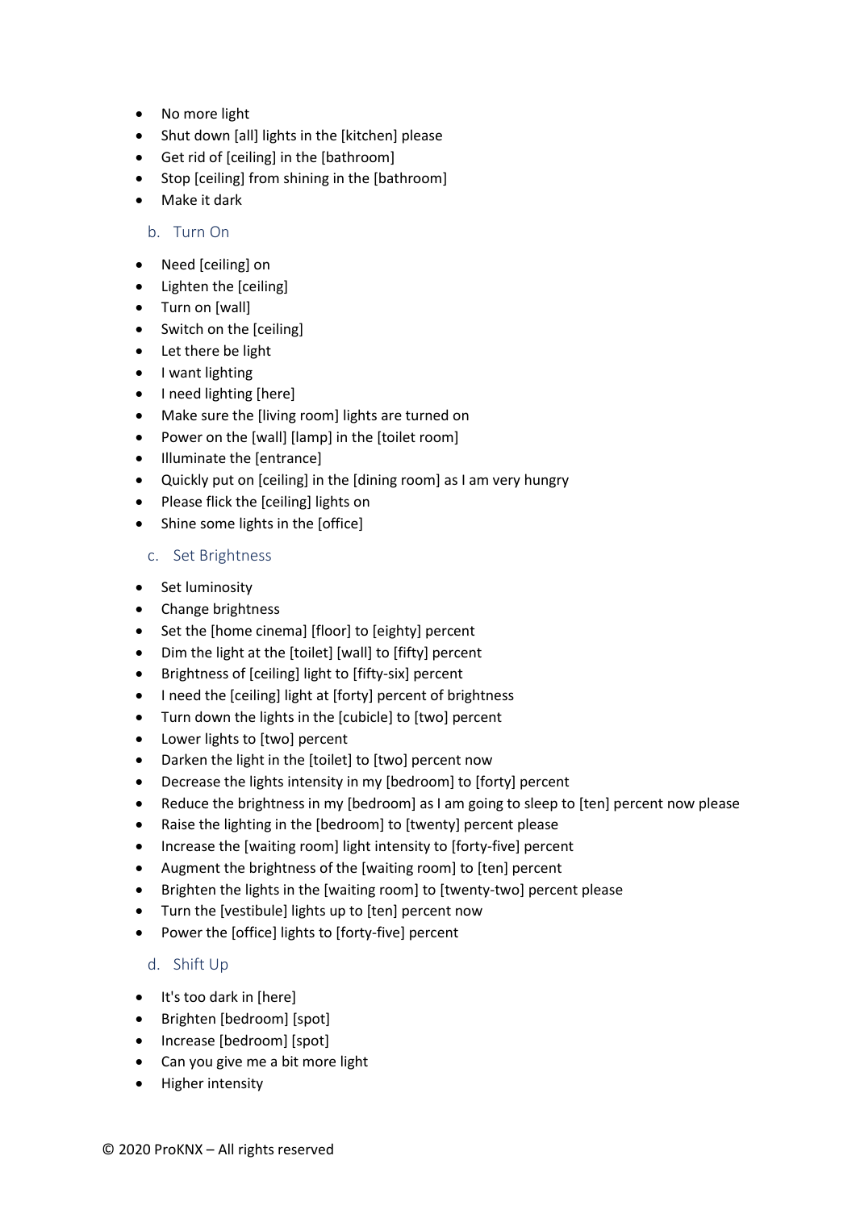- No more light
- Shut down [all] lights in the [kitchen] please
- Get rid of [ceiling] in the [bathroom]
- Stop [ceiling] from shining in the [bathroom]
- Make it dark

### b. Turn On

- Need [ceiling] on
- Lighten the [ceiling]
- Turn on [wall]
- Switch on the [ceiling]
- Let there be light
- I want lighting
- I need lighting [here]
- Make sure the [living room] lights are turned on
- Power on the [wall] [lamp] in the [toilet room]
- Illuminate the [entrance]
- Quickly put on [ceiling] in the [dining room] as I am very hungry
- Please flick the [ceiling] lights on
- Shine some lights in the [office]

### c. Set Brightness

- Set luminosity
- Change brightness
- Set the [home cinema] [floor] to [eighty] percent
- Dim the light at the [toilet] [wall] to [fifty] percent
- Brightness of [ceiling] light to [fifty-six] percent
- I need the [ceiling] light at [forty] percent of brightness
- Turn down the lights in the [cubicle] to [two] percent
- Lower lights to [two] percent
- Darken the light in the [toilet] to [two] percent now
- Decrease the lights intensity in my [bedroom] to [forty] percent
- Reduce the brightness in my [bedroom] as I am going to sleep to [ten] percent now please
- Raise the lighting in the [bedroom] to [twenty] percent please
- Increase the [waiting room] light intensity to [forty-five] percent
- Augment the brightness of the [waiting room] to [ten] percent
- Brighten the lights in the [waiting room] to [twenty-two] percent please
- Turn the [vestibule] lights up to [ten] percent now
- Power the [office] lights to [forty-five] percent

### d. Shift Up

- It's too dark in [here]
- Brighten [bedroom] [spot]
- Increase [bedroom] [spot]
- Can you give me a bit more light
- Higher intensity

© 2020 ProKNX – All rights reserved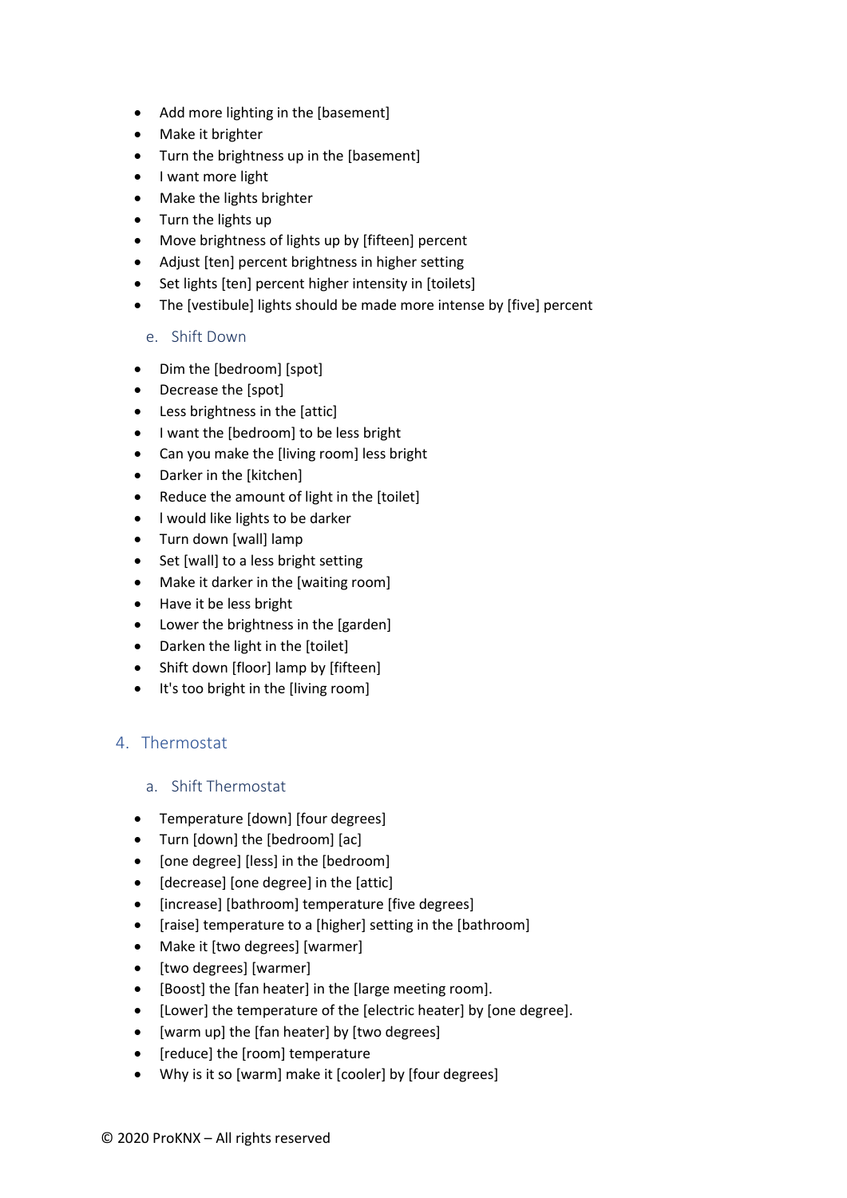- Add more lighting in the [basement]
- Make it brighter
- Turn the brightness up in the [basement]
- I want more light
- Make the lights brighter
- Turn the lights up
- Move brightness of lights up by [fifteen] percent
- Adjust [ten] percent brightness in higher setting
- Set lights [ten] percent higher intensity in [toilets]
- The [vestibule] lights should be made more intense by [five] percent

### e. Shift Down

- Dim the [bedroom] [spot]
- Decrease the [spot]
- Less brightness in the [attic]
- I want the [bedroom] to be less bright
- Can you make the [living room] less bright
- Darker in the [kitchen]
- Reduce the amount of light in the [toilet]
- I would like lights to be darker
- Turn down [wall] lamp
- Set [wall] to a less bright setting
- Make it darker in the [waiting room]
- Have it be less bright
- Lower the brightness in the [garden]
- Darken the light in the [toilet]
- Shift down [floor] lamp by [fifteen]
- It's too bright in the [living room]

## 4. Thermostat

### a. Shift Thermostat

- Temperature [down] [four degrees]
- Turn [down] the [bedroom] [ac]
- [one degree] [less] in the [bedroom]
- [decrease] [one degree] in the [attic]
- [increase] [bathroom] temperature [five degrees]
- [raise] temperature to a [higher] setting in the [bathroom]
- Make it [two degrees] [warmer]
- [two degrees] [warmer]
- [Boost] the [fan heater] in the [large meeting room].
- [Lower] the temperature of the [electric heater] by [one degree].
- [warm up] the [fan heater] by [two degrees]
- [reduce] the [room] temperature
- Why is it so [warm] make it [cooler] by [four degrees]

© 2020 ProKNX – All rights reserved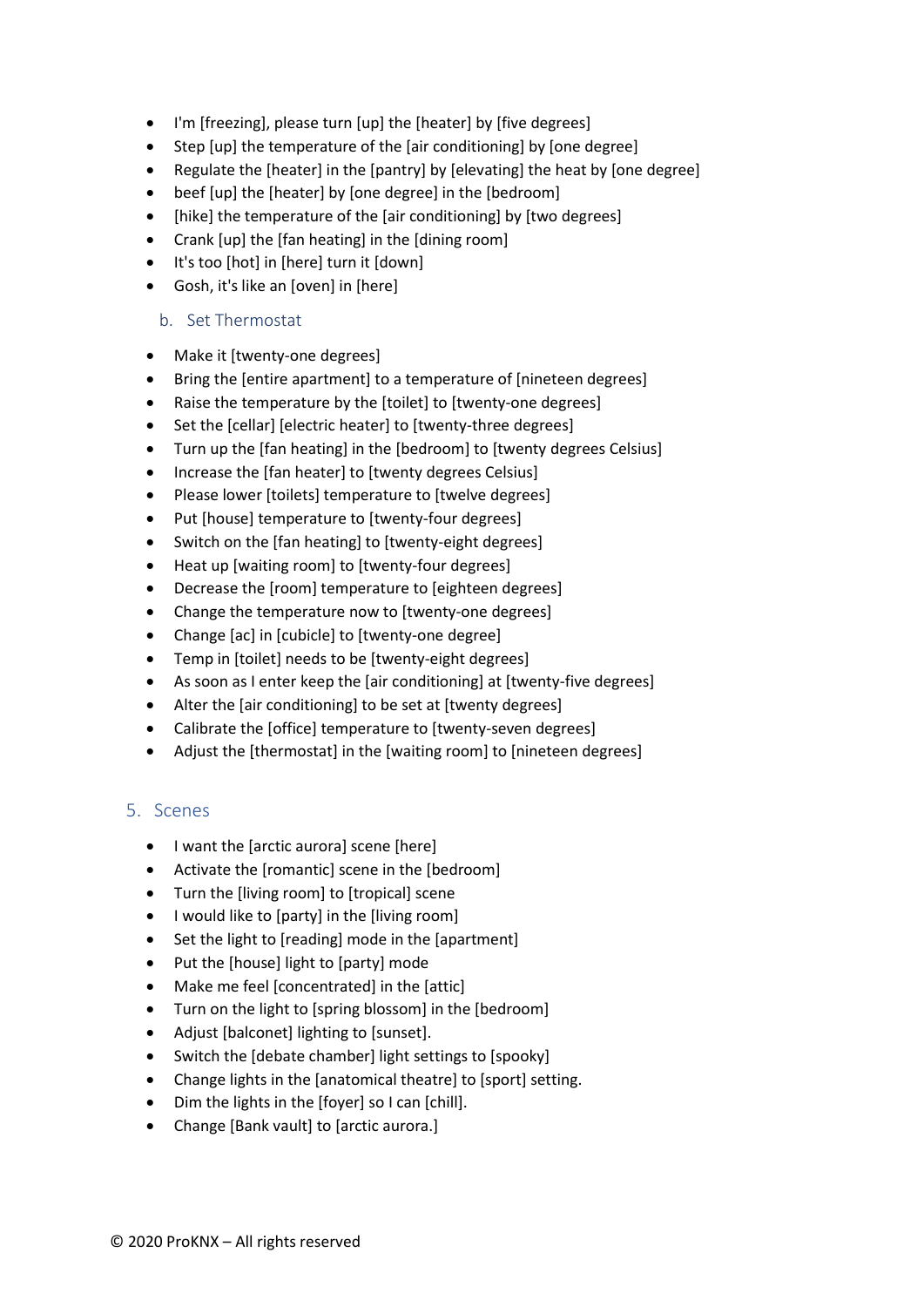- I'm [freezing], please turn [up] the [heater] by [five degrees]
- Step [up] the temperature of the [air conditioning] by [one degree]
- Regulate the [heater] in the [pantry] by [elevating] the heat by [one degree]
- beef [up] the [heater] by [one degree] in the [bedroom]
- [hike] the temperature of the [air conditioning] by [two degrees]
- Crank [up] the [fan heating] in the [dining room]
- It's too [hot] in [here] turn it [down]
- Gosh, it's like an [oven] in [here]

### b. Set Thermostat

- Make it [twenty-one degrees]
- Bring the [entire apartment] to a temperature of [nineteen degrees]
- Raise the temperature by the [toilet] to [twenty-one degrees]
- Set the [cellar] [electric heater] to [twenty-three degrees]
- Turn up the [fan heating] in the [bedroom] to [twenty degrees Celsius]
- Increase the [fan heater] to [twenty degrees Celsius]
- Please lower [toilets] temperature to [twelve degrees]
- Put [house] temperature to [twenty-four degrees]
- Switch on the [fan heating] to [twenty-eight degrees]
- Heat up [waiting room] to [twenty-four degrees]
- Decrease the [room] temperature to [eighteen degrees]
- Change the temperature now to [twenty-one degrees]
- Change [ac] in [cubicle] to [twenty-one degree]
- Temp in [toilet] needs to be [twenty-eight degrees]
- As soon as I enter keep the [air conditioning] at [twenty-five degrees]
- Alter the [air conditioning] to be set at [twenty degrees]
- Calibrate the [office] temperature to [twenty-seven degrees]
- Adjust the [thermostat] in the [waiting room] to [nineteen degrees]

## 5. Scenes

- I want the [arctic aurora] scene [here]
- Activate the [romantic] scene in the [bedroom]
- Turn the [living room] to [tropical] scene
- I would like to [party] in the [living room]
- Set the light to [reading] mode in the [apartment]
- Put the [house] light to [party] mode
- Make me feel [concentrated] in the [attic]
- Turn on the light to [spring blossom] in the [bedroom]
- Adjust [balconet] lighting to [sunset].
- Switch the [debate chamber] light settings to [spooky]
- Change lights in the [anatomical theatre] to [sport] setting.
- Dim the lights in the [foyer] so I can [chill].
- Change [Bank vault] to [arctic aurora.]

© 2020 ProKNX – All rights reserved